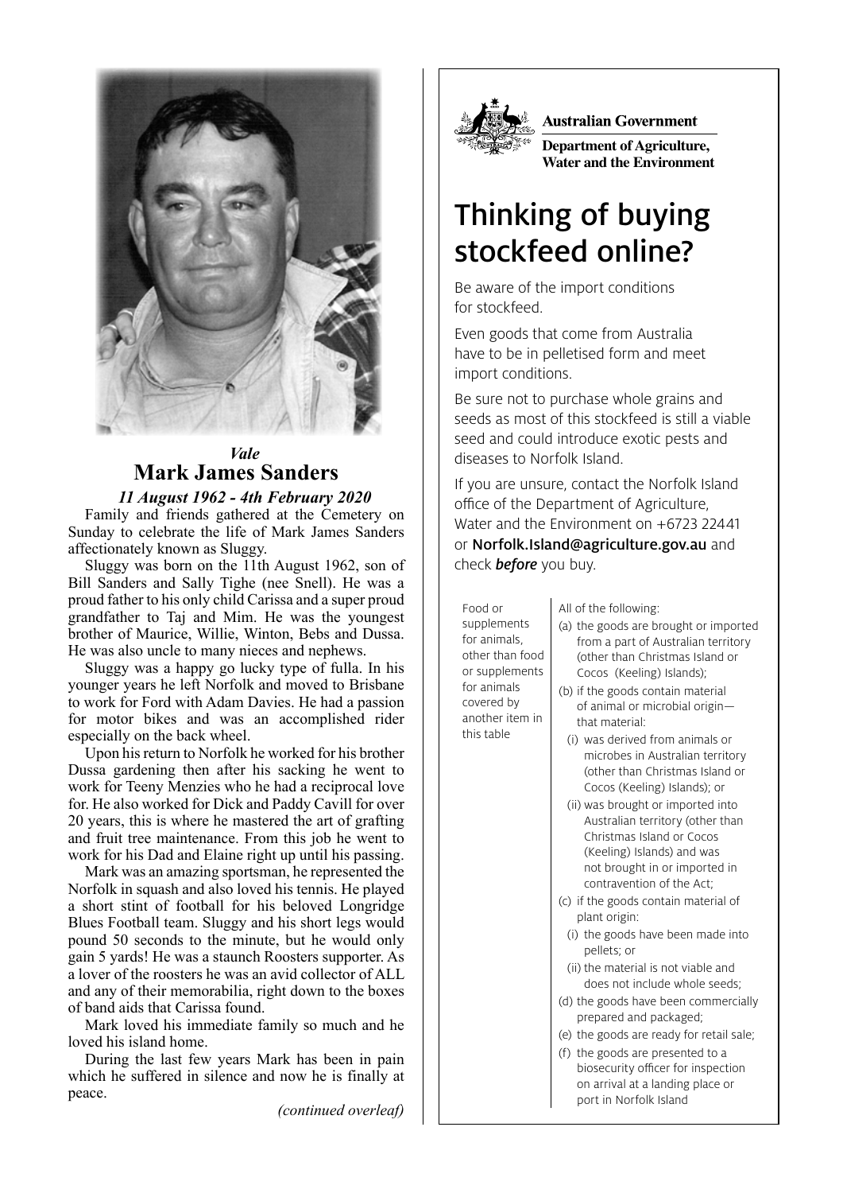*Vale*

# Mark James Sanders

***11 August 1962 - 4th February 2020***

Family and friends gathered at the Cemetery on Sunday to celebrate the life of Mark James Sanders affectionately known as Sluggy.

Sluggy was born on the 11th August 1962, son of Bill Sanders and Sally Tighe (nee Snell). He was a proud father to his only child Carissa and a super proud grandfather to Taj and Mim. He was the youngest brother of Maurice, Willie, Winton, Bebs and Dussa. He was also uncle to many nieces and nephews.

Sluggy was a happy go lucky type of fulla. In his younger years he left Norfolk and moved to Brisbane to work for Ford with Adam Davies. He had a passion for motor bikes and was an accomplished rider especially on the back wheel.

Upon his return to Norfolk he worked for his brother Dussa gardening then after his sacking he went to work for Teeny Menzies who he had a reciprocal love for. He also worked for Dick and Paddy Cavill for over 20 years, this is where he mastered the art of grafting and fruit tree maintenance. From this job he went to work for his Dad and Elaine right up until his passing.

Mark was an amazing sportsman, he represented the Norfolk in squash and also loved his tennis. He played a short stint of football for his beloved Longridge Blues Football team. Sluggy and his short legs would pound 50 seconds to the minute, but he would only gain 5 yards! He was a staunch Roosters supporter. As a lover of the roosters he was an avid collector of ALL and any of their memorabilia, right down to the boxes of band aids that Carissa found.

Mark loved his immediate family so much and he loved his island home.

During the last few years Mark has been in pain which he suffered in silence and now he is finally at peace.

*(continued overleaf)*

**Australian Government**

**Department of Agriculture, Water and the Environment**

# Thinking of buying stockfeed online?

Be aware of the import conditions for stockfeed.

Even goods that come from Australia have to be in pelletised form and meet import conditions.

Be sure not to purchase whole grains and seeds as most of this stockfeed is still a viable seed and could introduce exotic pests and diseases to Norfolk Island.

If you are unsure, contact the Norfolk Island office of the Department of Agriculture, Water and the Environment on +6723 22441 or **Norfolk.Island@agriculture.gov.au** and check ***before*** you buy.

| | |
|---|---|
| Food or supplements for animals, other than food or supplements for animals covered by another item in this table | All of the following:<br>(a) the goods are brought or imported from a part of Australian territory (other than Christmas Island or Cocos (Keeling) Islands);<br>(b) if the goods contain material of animal or microbial origin—that material:<br>(i) was derived from animals or microbes in Australian territory (other than Christmas Island or Cocos (Keeling) Islands); or<br>(ii) was brought or imported into Australian territory (other than Christmas Island or Cocos (Keeling) Islands) and was not brought in or imported in contravention of the Act;<br>(c) if the goods contain material of plant origin:<br>(i) the goods have been made into pellets; or<br>(ii) the material is not viable and does not include whole seeds;<br>(d) the goods have been commercially prepared and packaged;<br>(e) the goods are ready for retail sale;<br>(f) the goods are presented to a biosecurity officer for inspection on arrival at a landing place or port in Norfolk Island |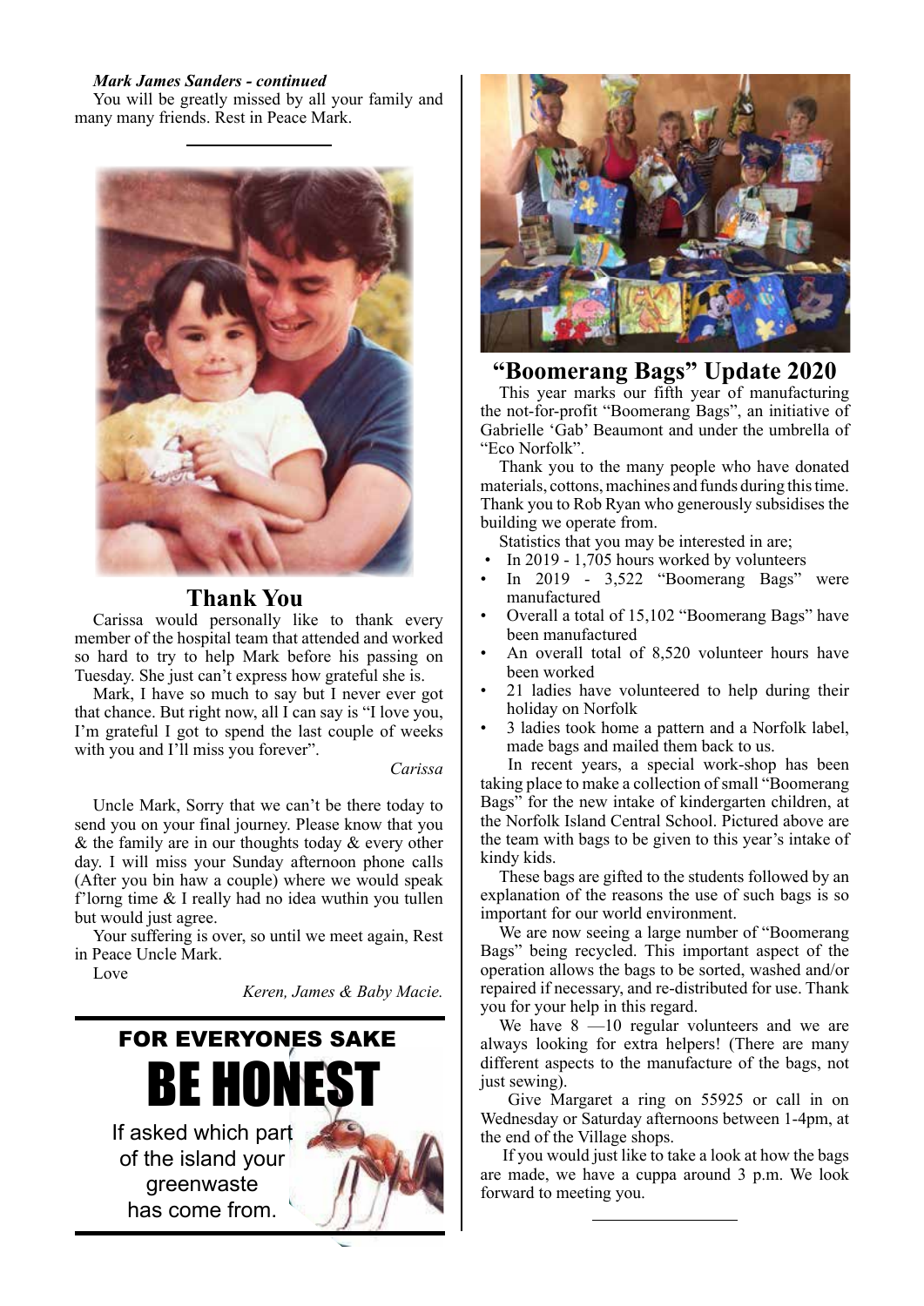***Mark James Sanders - continued***

You will be greatly missed by all your family and many many friends. Rest in Peace Mark.

## Thank You

Carissa would personally like to thank every member of the hospital team that attended and worked so hard to try to help Mark before his passing on Tuesday. She just can't express how grateful she is.

Mark, I have so much to say but I never ever got that chance. But right now, all I can say is "I love you, I'm grateful I got to spend the last couple of weeks with you and I'll miss you forever".

*Carissa*

Uncle Mark, Sorry that we can't be there today to send you on your final journey. Please know that you & the family are in our thoughts today & every other day. I will miss your Sunday afternoon phone calls (After you bin haw a couple) where we would speak f'lorng time & I really had no idea wuthin you tullen but would just agree.

Your suffering is over, so until we meet again, Rest in Peace Uncle Mark.

Love

*Keren, James & Baby Macie.*

**FOR EVERYONES SAKE**

# BE HONEST

If asked which part of the island your greenwaste has come from.

## "Boomerang Bags" Update 2020

This year marks our fifth year of manufacturing the not-for-profit "Boomerang Bags", an initiative of Gabrielle 'Gab' Beaumont and under the umbrella of "Eco Norfolk".

Thank you to the many people who have donated materials, cottons, machines and funds during this time. Thank you to Rob Ryan who generously subsidises the building we operate from.

Statistics that you may be interested in are;

- In 2019 - 1,705 hours worked by volunteers
- In 2019 - 3,522 "Boomerang Bags" were manufactured
- Overall a total of 15,102 "Boomerang Bags" have been manufactured
- An overall total of 8,520 volunteer hours have been worked
- 21 ladies have volunteered to help during their holiday on Norfolk
- 3 ladies took home a pattern and a Norfolk label, made bags and mailed them back to us.

In recent years, a special work-shop has been taking place to make a collection of small "Boomerang Bags" for the new intake of kindergarten children, at the Norfolk Island Central School. Pictured above are the team with bags to be given to this year's intake of kindy kids.

These bags are gifted to the students followed by an explanation of the reasons the use of such bags is so important for our world environment.

We are now seeing a large number of "Boomerang Bags" being recycled. This important aspect of the operation allows the bags to be sorted, washed and/or repaired if necessary, and re-distributed for use. Thank you for your help in this regard.

We have 8 —10 regular volunteers and we are always looking for extra helpers! (There are many different aspects to the manufacture of the bags, not just sewing).

Give Margaret a ring on 55925 or call in on Wednesday or Saturday afternoons between 1-4pm, at the end of the Village shops.

If you would just like to take a look at how the bags are made, we have a cuppa around 3 p.m. We look forward to meeting you.